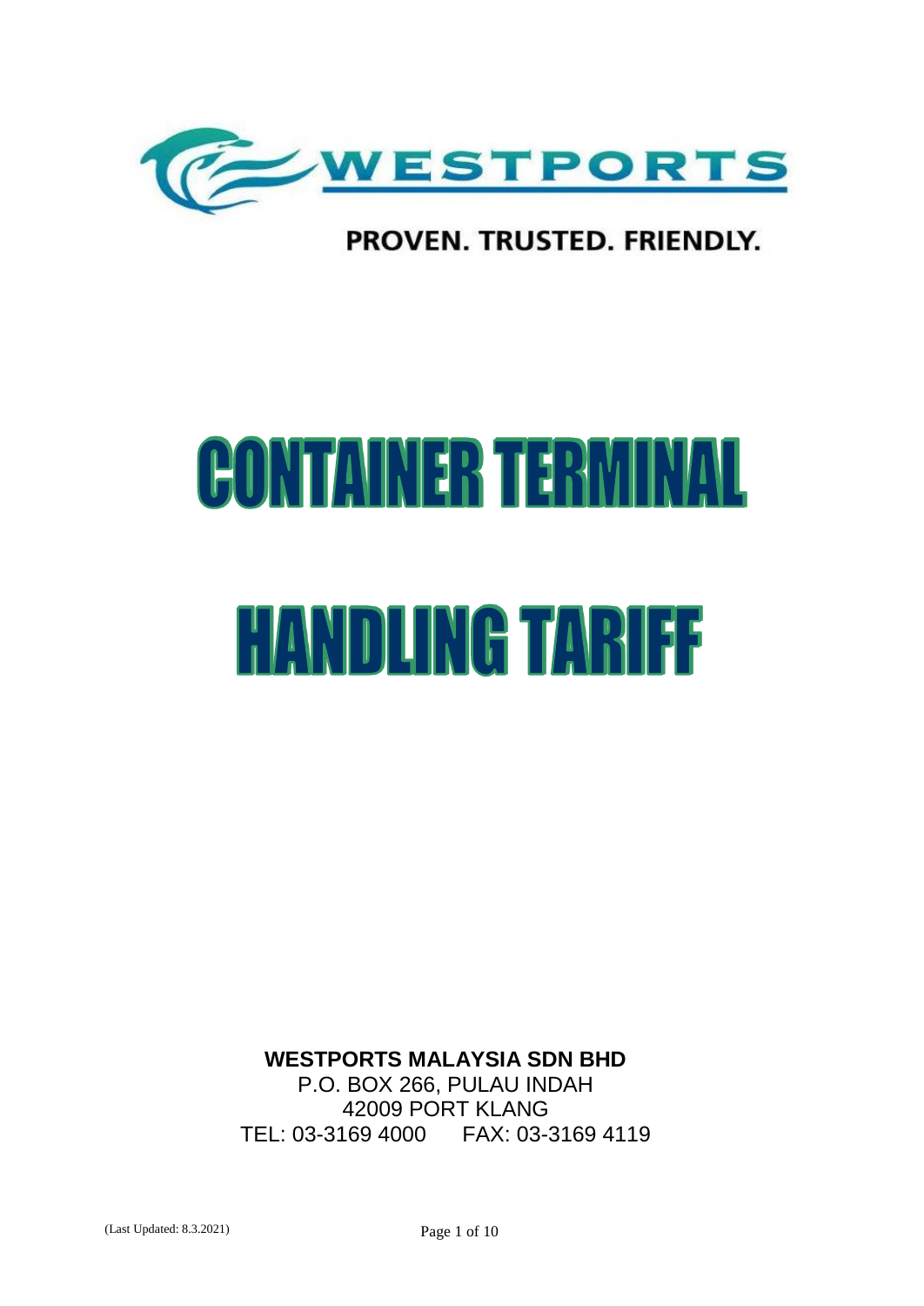WESTPORTS

PROVEN. TRUSTED. FRIENDLY.

# CONTAINER TERMINAL

# HANDLING TARIFF

**WESTPORTS MALAYSIA SDN BHD**

P.O. BOX 266, PULAU INDAH
42009 PORT KLANG
TEL: 03-3169 4000     FAX: 03-3169 4119

(Last Updated: 8.3.2021)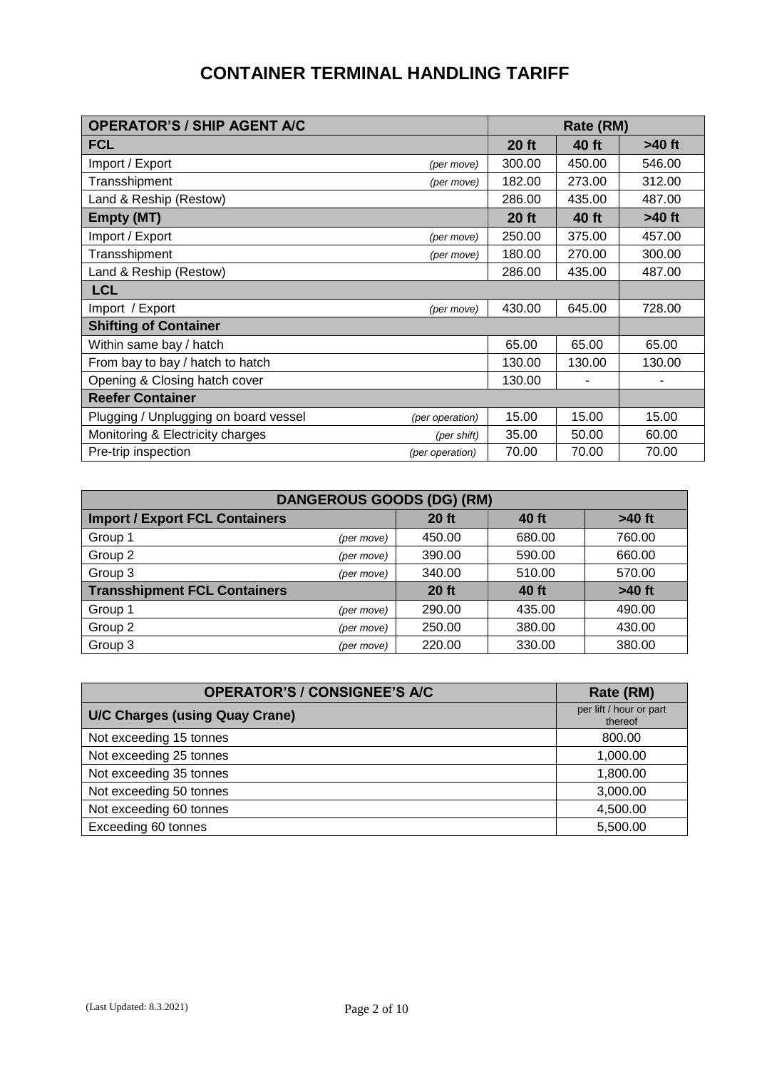# CONTAINER TERMINAL HANDLING TARIFF

| OPERATOR'S / SHIP AGENT A/C | | Rate (RM) | | |
|---|---|---|---|---|
| **FCL** | | **20 ft** | **40 ft** | **>40 ft** |
| Import / Export | *(per move)* | 300.00 | 450.00 | 546.00 |
| Transshipment | *(per move)* | 182.00 | 273.00 | 312.00 |
| Land & Reship (Restow) | | 286.00 | 435.00 | 487.00 |
| **Empty (MT)** | | **20 ft** | **40 ft** | **>40 ft** |
| Import / Export | *(per move)* | 250.00 | 375.00 | 457.00 |
| Transshipment | *(per move)* | 180.00 | 270.00 | 300.00 |
| Land & Reship (Restow) | | 286.00 | 435.00 | 487.00 |
| **LCL** | | | | |
| Import / Export | *(per move)* | 430.00 | 645.00 | 728.00 |
| **Shifting of Container** | | | | |
| Within same bay / hatch | | 65.00 | 65.00 | 65.00 |
| From bay to bay / hatch to hatch | | 130.00 | 130.00 | 130.00 |
| Opening & Closing hatch cover | | 130.00 | - | - |
| **Reefer Container** | | | | |
| Plugging / Unplugging on board vessel | *(per operation)* | 15.00 | 15.00 | 15.00 |
| Monitoring & Electricity charges | *(per shift)* | 35.00 | 50.00 | 60.00 |
| Pre-trip inspection | *(per operation)* | 70.00 | 70.00 | 70.00 |

| DANGEROUS GOODS (DG) (RM) | | | | |
|---|---|---|---|---|
| **Import / Export FCL Containers** | | **20 ft** | **40 ft** | **>40 ft** |
| Group 1 | *(per move)* | 450.00 | 680.00 | 760.00 |
| Group 2 | *(per move)* | 390.00 | 590.00 | 660.00 |
| Group 3 | *(per move)* | 340.00 | 510.00 | 570.00 |
| **Transshipment FCL Containers** | | **20 ft** | **40 ft** | **>40 ft** |
| Group 1 | *(per move)* | 290.00 | 435.00 | 490.00 |
| Group 2 | *(per move)* | 250.00 | 380.00 | 430.00 |
| Group 3 | *(per move)* | 220.00 | 330.00 | 380.00 |

| OPERATOR'S / CONSIGNEE'S A/C | Rate (RM) |
|---|---|
| **U/C Charges (using Quay Crane)** | per lift / hour or part thereof |
| Not exceeding 15 tonnes | 800.00 |
| Not exceeding 25 tonnes | 1,000.00 |
| Not exceeding 35 tonnes | 1,800.00 |
| Not exceeding 50 tonnes | 3,000.00 |
| Not exceeding 60 tonnes | 4,500.00 |
| Exceeding 60 tonnes | 5,500.00 |

(Last Updated: 8.3.2021)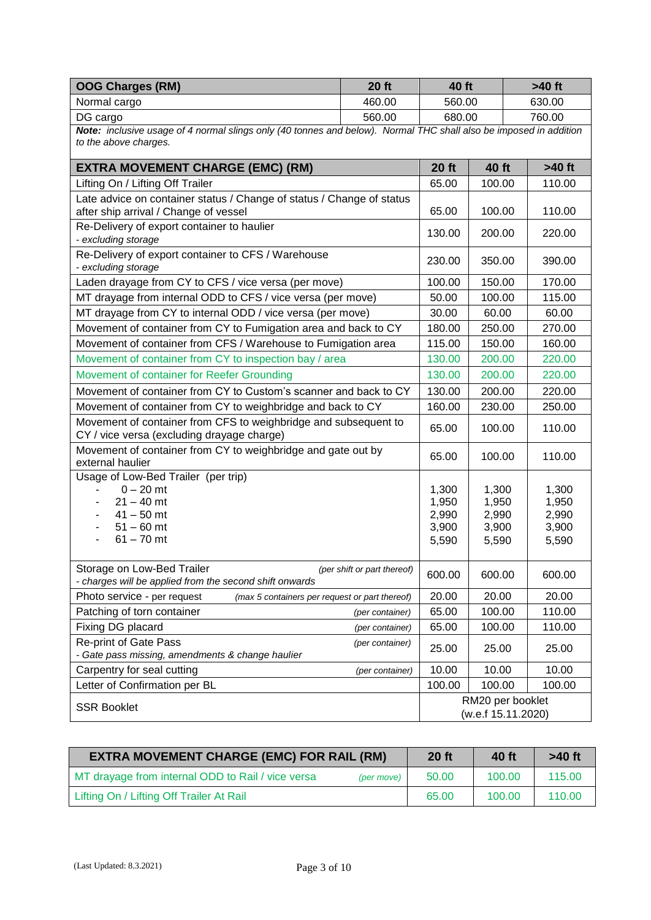| OOG Charges (RM) | 20 ft | 40 ft | >40 ft |
|---|---|---|---|
| Normal cargo | 460.00 | 560.00 | 630.00 |
| DG cargo | 560.00 | 680.00 | 760.00 |

***Note:*** *inclusive usage of 4 normal slings only (40 tonnes and below). Normal THC shall also be imposed in addition to the above charges.*

| EXTRA MOVEMENT CHARGE (EMC) (RM) | 20 ft | 40 ft | >40 ft |
|---|---|---|---|
| Lifting On / Lifting Off Trailer | 65.00 | 100.00 | 110.00 |
| Late advice on container status / Change of status / Change of status after ship arrival / Change of vessel | 65.00 | 100.00 | 110.00 |
| Re-Delivery of export container to haulier<br>*- excluding storage* | 130.00 | 200.00 | 220.00 |
| Re-Delivery of export container to CFS / Warehouse<br>*- excluding storage* | 230.00 | 350.00 | 390.00 |
| Laden drayage from CY to CFS / vice versa (per move) | 100.00 | 150.00 | 170.00 |
| MT drayage from internal ODD to CFS / vice versa (per move) | 50.00 | 100.00 | 115.00 |
| MT drayage from CY to internal ODD / vice versa (per move) | 30.00 | 60.00 | 60.00 |
| Movement of container from CY to Fumigation area and back to CY | 180.00 | 250.00 | 270.00 |
| Movement of container from CFS / Warehouse to Fumigation area | 115.00 | 150.00 | 160.00 |
| Movement of container from CY to inspection bay / area | 130.00 | 200.00 | 220.00 |
| Movement of container for Reefer Grounding | 130.00 | 200.00 | 220.00 |
| Movement of container from CY to Custom's scanner and back to CY | 130.00 | 200.00 | 220.00 |
| Movement of container from CY to weighbridge and back to CY | 160.00 | 230.00 | 250.00 |
| Movement of container from CFS to weighbridge and subsequent to CY / vice versa (excluding drayage charge) | 65.00 | 100.00 | 110.00 |
| Movement of container from CY to weighbridge and gate out by external haulier | 65.00 | 100.00 | 110.00 |
| Usage of Low-Bed Trailer (per trip) | | | |
| - 0 – 20 mt | 1,300 | 1,300 | 1,300 |
| - 21 – 40 mt | 1,950 | 1,950 | 1,950 |
| - 41 – 50 mt | 2,990 | 2,990 | 2,990 |
| - 51 – 60 mt | 3,900 | 3,900 | 3,900 |
| - 61 – 70 mt | 5,590 | 5,590 | 5,590 |
| Storage on Low-Bed Trailer *(per shift or part thereof)*<br>*- charges will be applied from the second shift onwards* | 600.00 | 600.00 | 600.00 |
| Photo service - per request *(max 5 containers per request or part thereof)* | 20.00 | 20.00 | 20.00 |
| Patching of torn container *(per container)* | 65.00 | 100.00 | 110.00 |
| Fixing DG placard *(per container)* | 65.00 | 100.00 | 110.00 |
| Re-print of Gate Pass *(per container)*<br>*- Gate pass missing, amendments & change haulier* | 25.00 | 25.00 | 25.00 |
| Carpentry for seal cutting *(per container)* | 10.00 | 10.00 | 10.00 |
| Letter of Confirmation per BL | 100.00 | 100.00 | 100.00 |
| SSR Booklet | RM20 per booklet (w.e.f 15.11.2020) | | |

| EXTRA MOVEMENT CHARGE (EMC) FOR RAIL (RM) | 20 ft | 40 ft | >40 ft |
|---|---|---|---|
| MT drayage from internal ODD to Rail / vice versa *(per move)* | 50.00 | 100.00 | 115.00 |
| Lifting On / Lifting Off Trailer At Rail | 65.00 | 100.00 | 110.00 |

(Last Updated: 8.3.2021)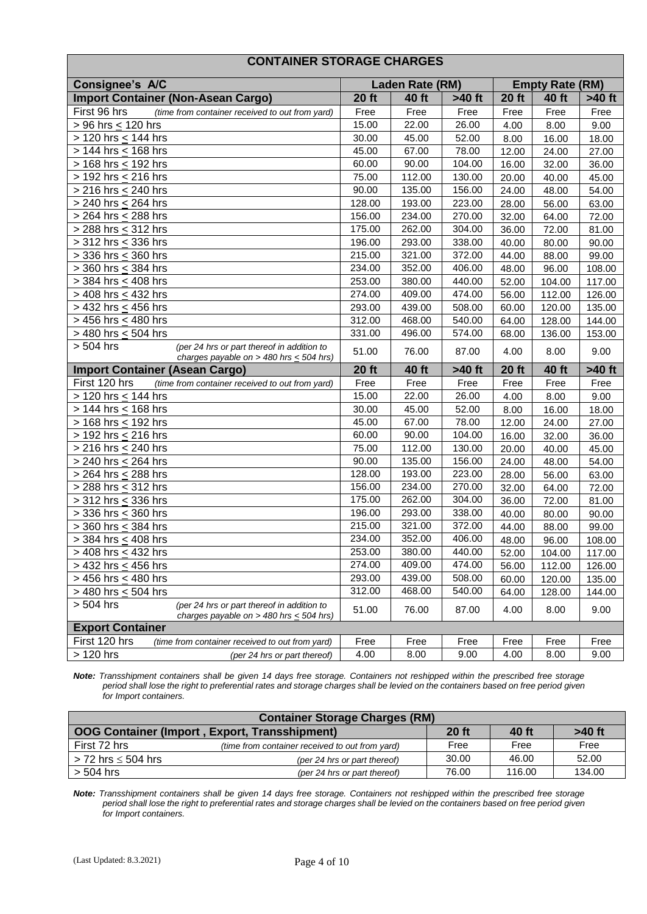| CONTAINER STORAGE CHARGES | | | | | | |
|---|---|---|---|---|---|---|
| **Consignee's A/C** | **Laden Rate (RM)** | | | **Empty Rate (RM)** | | |
| **Import Container (Non-Asean Cargo)** | **20 ft** | **40 ft** | **>40 ft** | **20 ft** | **40 ft** | **>40 ft** |
| First 96 hrs *(time from container received to out from yard)* | Free | Free | Free | Free | Free | Free |
| > 96 hrs ≤ 120 hrs | 15.00 | 22.00 | 26.00 | 4.00 | 8.00 | 9.00 |
| > 120 hrs ≤ 144 hrs | 30.00 | 45.00 | 52.00 | 8.00 | 16.00 | 18.00 |
| > 144 hrs ≤ 168 hrs | 45.00 | 67.00 | 78.00 | 12.00 | 24.00 | 27.00 |
| > 168 hrs ≤ 192 hrs | 60.00 | 90.00 | 104.00 | 16.00 | 32.00 | 36.00 |
| > 192 hrs ≤ 216 hrs | 75.00 | 112.00 | 130.00 | 20.00 | 40.00 | 45.00 |
| > 216 hrs ≤ 240 hrs | 90.00 | 135.00 | 156.00 | 24.00 | 48.00 | 54.00 |
| > 240 hrs ≤ 264 hrs | 128.00 | 193.00 | 223.00 | 28.00 | 56.00 | 63.00 |
| > 264 hrs ≤ 288 hrs | 156.00 | 234.00 | 270.00 | 32.00 | 64.00 | 72.00 |
| > 288 hrs ≤ 312 hrs | 175.00 | 262.00 | 304.00 | 36.00 | 72.00 | 81.00 |
| > 312 hrs ≤ 336 hrs | 196.00 | 293.00 | 338.00 | 40.00 | 80.00 | 90.00 |
| > 336 hrs ≤ 360 hrs | 215.00 | 321.00 | 372.00 | 44.00 | 88.00 | 99.00 |
| > 360 hrs ≤ 384 hrs | 234.00 | 352.00 | 406.00 | 48.00 | 96.00 | 108.00 |
| > 384 hrs ≤ 408 hrs | 253.00 | 380.00 | 440.00 | 52.00 | 104.00 | 117.00 |
| > 408 hrs ≤ 432 hrs | 274.00 | 409.00 | 474.00 | 56.00 | 112.00 | 126.00 |
| > 432 hrs ≤ 456 hrs | 293.00 | 439.00 | 508.00 | 60.00 | 120.00 | 135.00 |
| > 456 hrs ≤ 480 hrs | 312.00 | 468.00 | 540.00 | 64.00 | 128.00 | 144.00 |
| > 480 hrs ≤ 504 hrs | 331.00 | 496.00 | 574.00 | 68.00 | 136.00 | 153.00 |
| > 504 hrs *(per 24 hrs or part thereof in addition to charges payable on > 480 hrs ≤ 504 hrs)* | 51.00 | 76.00 | 87.00 | 4.00 | 8.00 | 9.00 |
| **Import Container (Asean Cargo)** | **20 ft** | **40 ft** | **>40 ft** | **20 ft** | **40 ft** | **>40 ft** |
| First 120 hrs *(time from container received to out from yard)* | Free | Free | Free | Free | Free | Free |
| > 120 hrs ≤ 144 hrs | 15.00 | 22.00 | 26.00 | 4.00 | 8.00 | 9.00 |
| > 144 hrs ≤ 168 hrs | 30.00 | 45.00 | 52.00 | 8.00 | 16.00 | 18.00 |
| > 168 hrs ≤ 192 hrs | 45.00 | 67.00 | 78.00 | 12.00 | 24.00 | 27.00 |
| > 192 hrs ≤ 216 hrs | 60.00 | 90.00 | 104.00 | 16.00 | 32.00 | 36.00 |
| > 216 hrs ≤ 240 hrs | 75.00 | 112.00 | 130.00 | 20.00 | 40.00 | 45.00 |
| > 240 hrs ≤ 264 hrs | 90.00 | 135.00 | 156.00 | 24.00 | 48.00 | 54.00 |
| > 264 hrs ≤ 288 hrs | 128.00 | 193.00 | 223.00 | 28.00 | 56.00 | 63.00 |
| > 288 hrs ≤ 312 hrs | 156.00 | 234.00 | 270.00 | 32.00 | 64.00 | 72.00 |
| > 312 hrs ≤ 336 hrs | 175.00 | 262.00 | 304.00 | 36.00 | 72.00 | 81.00 |
| > 336 hrs ≤ 360 hrs | 196.00 | 293.00 | 338.00 | 40.00 | 80.00 | 90.00 |
| > 360 hrs ≤ 384 hrs | 215.00 | 321.00 | 372.00 | 44.00 | 88.00 | 99.00 |
| > 384 hrs ≤ 408 hrs | 234.00 | 352.00 | 406.00 | 48.00 | 96.00 | 108.00 |
| > 408 hrs ≤ 432 hrs | 253.00 | 380.00 | 440.00 | 52.00 | 104.00 | 117.00 |
| > 432 hrs ≤ 456 hrs | 274.00 | 409.00 | 474.00 | 56.00 | 112.00 | 126.00 |
| > 456 hrs ≤ 480 hrs | 293.00 | 439.00 | 508.00 | 60.00 | 120.00 | 135.00 |
| > 480 hrs ≤ 504 hrs | 312.00 | 468.00 | 540.00 | 64.00 | 128.00 | 144.00 |
| > 504 hrs *(per 24 hrs or part thereof in addition to charges payable on > 480 hrs ≤ 504 hrs)* | 51.00 | 76.00 | 87.00 | 4.00 | 8.00 | 9.00 |
| **Export Container** | | | | | | |
| First 120 hrs *(time from container received to out from yard)* | Free | Free | Free | Free | Free | Free |
| > 120 hrs *(per 24 hrs or part thereof)* | 4.00 | 8.00 | 9.00 | 4.00 | 8.00 | 9.00 |

***Note:*** *Transshipment containers shall be given 14 days free storage. Containers not reshipped within the prescribed free storage period shall lose the right to preferential rates and storage charges shall be levied on the containers based on free period given for Import containers.*

| Container Storage Charges (RM) | | | |
|---|---|---|---|
| **OOG Container (Import , Export, Transshipment)** | **20 ft** | **40 ft** | **>40 ft** |
| First 72 hrs *(time from container received to out from yard)* | Free | Free | Free |
| > 72 hrs ≤ 504 hrs *(per 24 hrs or part thereof)* | 30.00 | 46.00 | 52.00 |
| > 504 hrs *(per 24 hrs or part thereof)* | 76.00 | 116.00 | 134.00 |

***Note:*** *Transshipment containers shall be given 14 days free storage. Containers not reshipped within the prescribed free storage period shall lose the right to preferential rates and storage charges shall be levied on the containers based on free period given for Import containers.*

(Last Updated: 8.3.2021)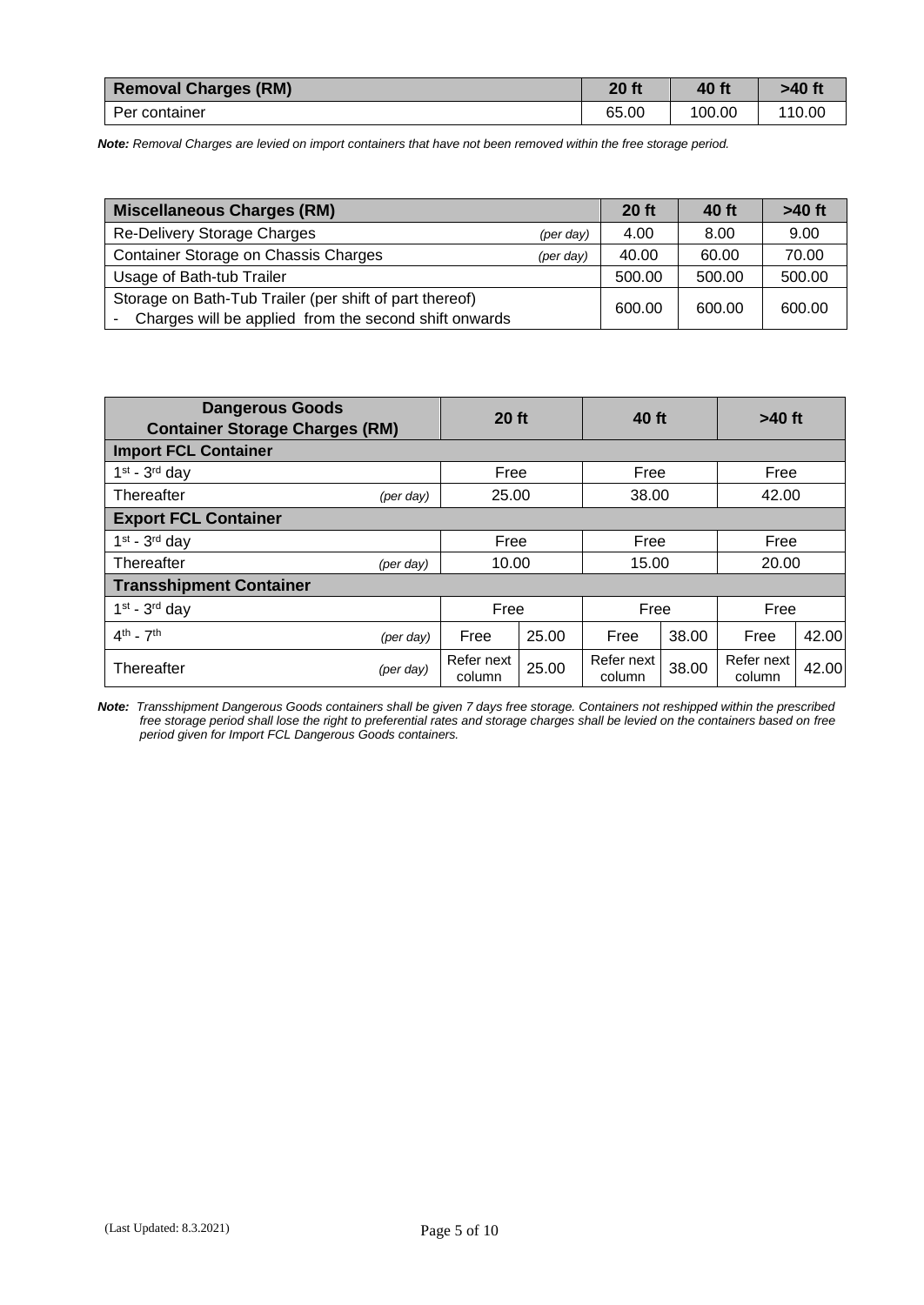| Removal Charges (RM) | 20 ft | 40 ft | >40 ft |
|---|---|---|---|
| Per container | 65.00 | 100.00 | 110.00 |

***Note:*** *Removal Charges are levied on import containers that have not been removed within the free storage period.*

| Miscellaneous Charges (RM) | | 20 ft | 40 ft | >40 ft |
|---|---|---|---|---|
| Re-Delivery Storage Charges | *(per day)* | 4.00 | 8.00 | 9.00 |
| Container Storage on Chassis Charges | *(per day)* | 40.00 | 60.00 | 70.00 |
| Usage of Bath-tub Trailer | | 500.00 | 500.00 | 500.00 |
| Storage on Bath-Tub Trailer (per shift of part thereof)<br>- Charges will be applied from the second shift onwards | | 600.00 | 600.00 | 600.00 |

| Dangerous Goods Container Storage Charges (RM) | | 20 ft | | 40 ft | | >40 ft | |
|---|---|---|---|---|---|---|---|
| **Import FCL Container** | | | | | | | |
| 1st - 3rd day | | Free | | Free | | Free | |
| Thereafter | *(per day)* | 25.00 | | 38.00 | | 42.00 | |
| **Export FCL Container** | | | | | | | |
| 1st - 3rd day | | Free | | Free | | Free | |
| Thereafter | *(per day)* | 10.00 | | 15.00 | | 20.00 | |
| **Transshipment Container** | | | | | | | |
| 1st - 3rd day | | Free | | Free | | Free | |
| 4th - 7th | *(per day)* | Free | 25.00 | Free | 38.00 | Free | 42.00 |
| Thereafter | *(per day)* | Refer next column | 25.00 | Refer next column | 38.00 | Refer next column | 42.00 |

***Note:*** *Transshipment Dangerous Goods containers shall be given 7 days free storage. Containers not reshipped within the prescribed free storage period shall lose the right to preferential rates and storage charges shall be levied on the containers based on free period given for Import FCL Dangerous Goods containers.*

(Last Updated: 8.3.2021)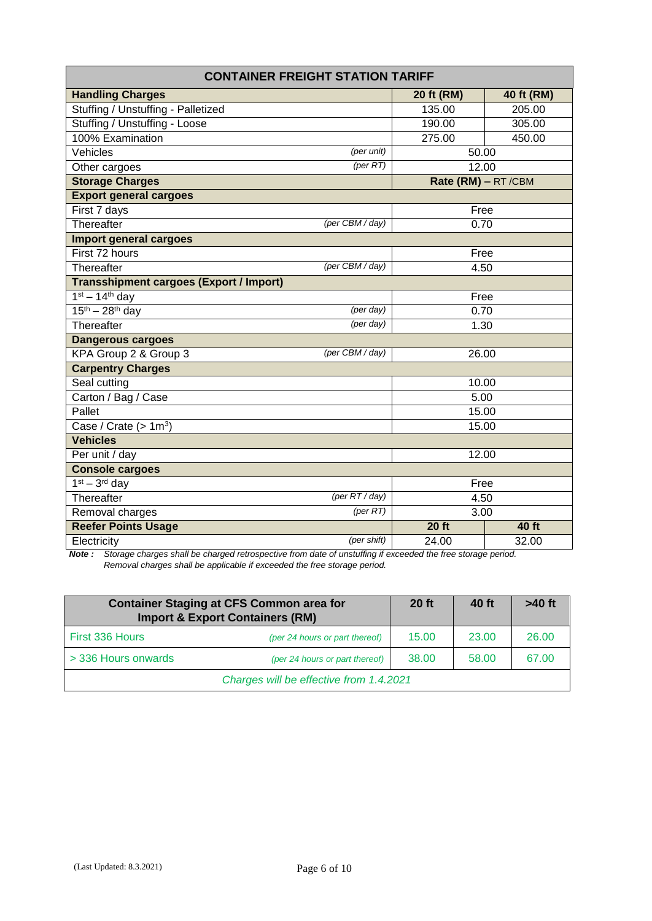| CONTAINER FREIGHT STATION TARIFF | | | |
|---|---|---|---|
| **Handling Charges** | | **20 ft (RM)** | **40 ft (RM)** |
| Stuffing / Unstuffing - Palletized | | 135.00 | 205.00 |
| Stuffing / Unstuffing - Loose | | 190.00 | 305.00 |
| 100% Examination | | 275.00 | 450.00 |
| Vehicles | *(per unit)* | 50.00 | |
| Other cargoes | *(per RT)* | 12.00 | |
| **Storage Charges** | | **Rate (RM) –** RT /CBM | |
| **Export general cargoes** | | | |
| First 7 days | | Free | |
| Thereafter | *(per CBM / day)* | 0.70 | |
| **Import general cargoes** | | | |
| First 72 hours | | Free | |
| Thereafter | *(per CBM / day)* | 4.50 | |
| **Transshipment cargoes (Export / Import)** | | | |
| 1st – 14th day | | Free | |
| 15th – 28th day | *(per day)* | 0.70 | |
| Thereafter | *(per day)* | 1.30 | |
| **Dangerous cargoes** | | | |
| KPA Group 2 & Group 3 | *(per CBM / day)* | 26.00 | |
| **Carpentry Charges** | | | |
| Seal cutting | | 10.00 | |
| Carton / Bag / Case | | 5.00 | |
| Pallet | | 15.00 | |
| Case / Crate (> $1m^3$) | | 15.00 | |
| **Vehicles** | | | |
| Per unit / day | | 12.00 | |
| **Console cargoes** | | | |
| 1st – 3rd day | | Free | |
| Thereafter | *(per RT / day)* | 4.50 | |
| Removal charges | *(per RT)* | 3.00 | |
| **Reefer Points Usage** | | **20 ft** | **40 ft** |
| Electricity | *(per shift)* | 24.00 | 32.00 |

***Note :*** *Storage charges shall be charged retrospective from date of unstuffing if exceeded the free storage period. Removal charges shall be applicable if exceeded the free storage period.*

| Container Staging at CFS Common area for Import & Export Containers (RM) | | 20 ft | 40 ft | >40 ft |
|---|---|---|---|---|
| First 336 Hours | *(per 24 hours or part thereof)* | 15.00 | 23.00 | 26.00 |
| > 336 Hours onwards | *(per 24 hours or part thereof)* | 38.00 | 58.00 | 67.00 |
| *Charges will be effective from 1.4.2021* | | | | |

(Last Updated: 8.3.2021)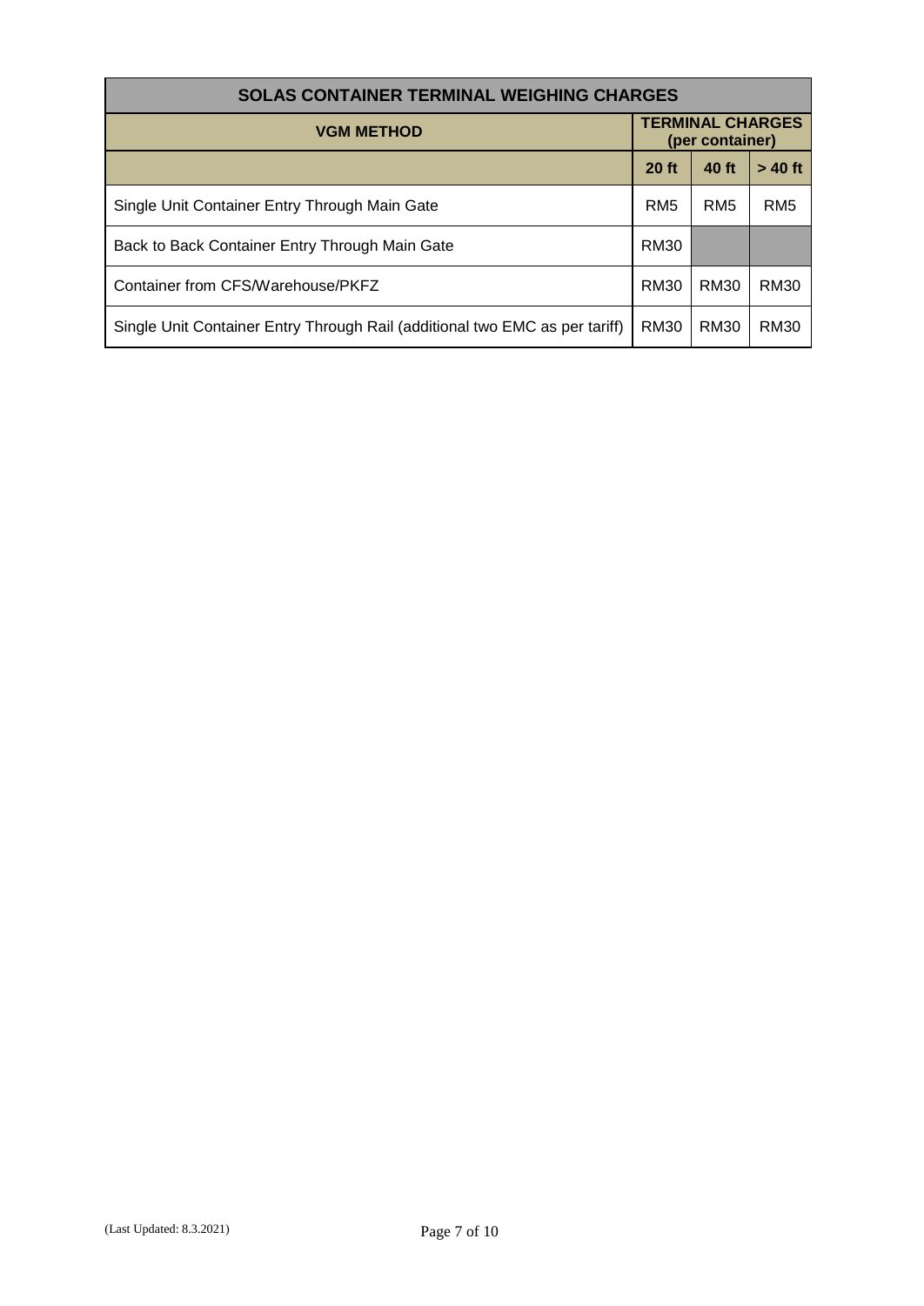| SOLAS CONTAINER TERMINAL WEIGHING CHARGES | | | |
|---|---|---|---|
| **VGM METHOD** | **TERMINAL CHARGES (per container)** | | |
| | **20 ft** | **40 ft** | **> 40 ft** |
| Single Unit Container Entry Through Main Gate | RM5 | RM5 | RM5 |
| Back to Back Container Entry Through Main Gate | RM30 | | |
| Container from CFS/Warehouse/PKFZ | RM30 | RM30 | RM30 |
| Single Unit Container Entry Through Rail (additional two EMC as per tariff) | RM30 | RM30 | RM30 |

(Last Updated: 8.3.2021)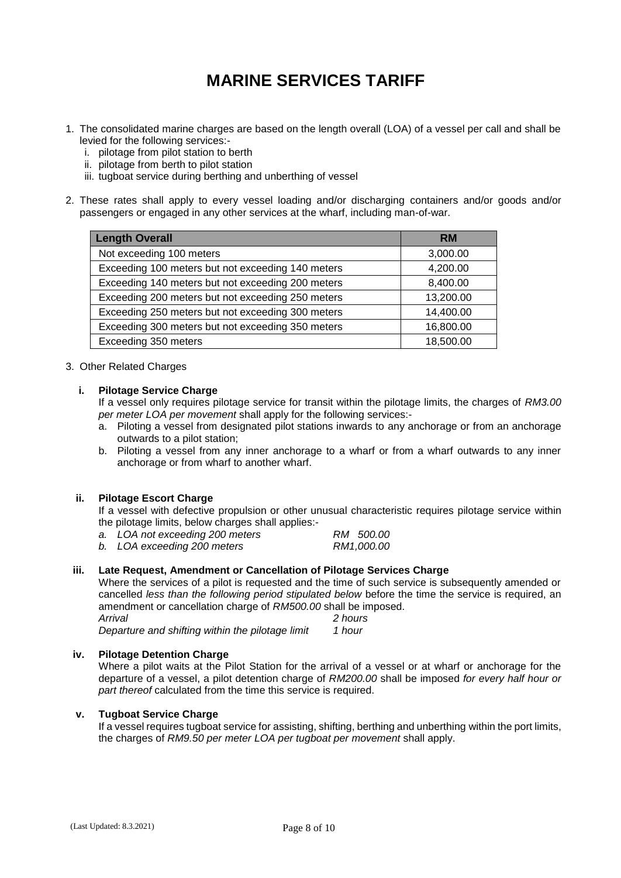# MARINE SERVICES TARIFF

1. The consolidated marine charges are based on the length overall (LOA) of a vessel per call and shall be levied for the following services:-
   i. pilotage from pilot station to berth
   ii. pilotage from berth to pilot station
   iii. tugboat service during berthing and unberthing of vessel

2. These rates shall apply to every vessel loading and/or discharging containers and/or goods and/or passengers or engaged in any other services at the wharf, including man-of-war.

| Length Overall | RM |
|---|---|
| Not exceeding 100 meters | 3,000.00 |
| Exceeding 100 meters but not exceeding 140 meters | 4,200.00 |
| Exceeding 140 meters but not exceeding 200 meters | 8,400.00 |
| Exceeding 200 meters but not exceeding 250 meters | 13,200.00 |
| Exceeding 250 meters but not exceeding 300 meters | 14,400.00 |
| Exceeding 300 meters but not exceeding 350 meters | 16,800.00 |
| Exceeding 350 meters | 18,500.00 |

3. Other Related Charges

   **i. Pilotage Service Charge**

   If a vessel only requires pilotage service for transit within the pilotage limits, the charges of *RM3.00 per meter LOA per movement* shall apply for the following services:-
   
   a. Piloting a vessel from designated pilot stations inwards to any anchorage or from an anchorage outwards to a pilot station;
   
   b. Piloting a vessel from any inner anchorage to a wharf or from a wharf outwards to any inner anchorage or from wharf to another wharf.

   **ii. Pilotage Escort Charge**

   If a vessel with defective propulsion or other unusual characteristic requires pilotage service within the pilotage limits, below charges shall applies:-
   
   *a. LOA not exceeding 200 meters — RM 500.00*
   
   *b. LOA exceeding 200 meters — RM1,000.00*

   **iii. Late Request, Amendment or Cancellation of Pilotage Services Charge**

   Where the services of a pilot is requested and the time of such service is subsequently amended or cancelled *less than the following period stipulated below* before the time the service is required, an amendment or cancellation charge of *RM500.00* shall be imposed.
   
   *Arrival — 2 hours*
   
   *Departure and shifting within the pilotage limit — 1 hour*

   **iv. Pilotage Detention Charge**

   Where a pilot waits at the Pilot Station for the arrival of a vessel or at wharf or anchorage for the departure of a vessel, a pilot detention charge of *RM200.00* shall be imposed *for every half hour or part thereof* calculated from the time this service is required.

   **v. Tugboat Service Charge**

   If a vessel requires tugboat service for assisting, shifting, berthing and unberthing within the port limits, the charges of *RM9.50 per meter LOA per tugboat per movement* shall apply.

(Last Updated: 8.3.2021)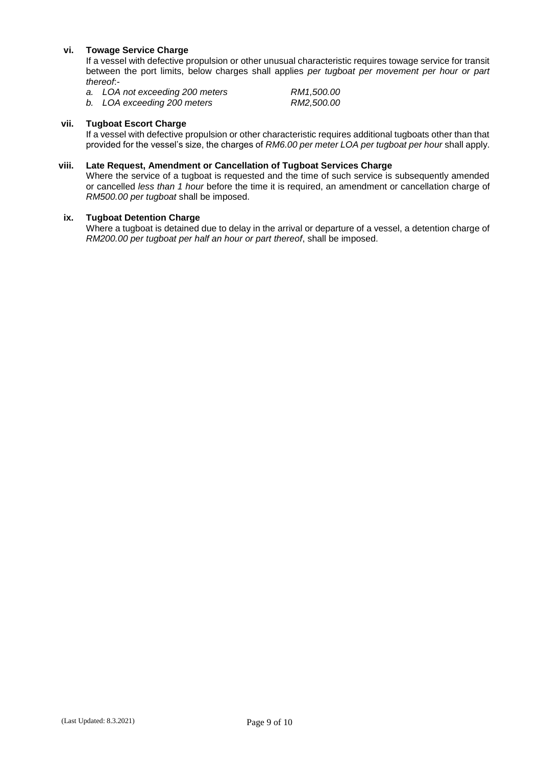**vi. Towage Service Charge**

If a vessel with defective propulsion or other unusual characteristic requires towage service for transit between the port limits, below charges shall applies *per tugboat per movement per hour or part thereof*:-

*a. LOA not exceeding 200 meters* — *RM1,500.00*

*b. LOA exceeding 200 meters* — *RM2,500.00*

**vii. Tugboat Escort Charge**

If a vessel with defective propulsion or other characteristic requires additional tugboats other than that provided for the vessel's size, the charges of *RM6.00 per meter LOA per tugboat per hour* shall apply.

**viii. Late Request, Amendment or Cancellation of Tugboat Services Charge**

Where the service of a tugboat is requested and the time of such service is subsequently amended or cancelled *less than 1 hour* before the time it is required, an amendment or cancellation charge of *RM500.00 per tugboat* shall be imposed.

**ix. Tugboat Detention Charge**

Where a tugboat is detained due to delay in the arrival or departure of a vessel, a detention charge of *RM200.00 per tugboat per half an hour or part thereof*, shall be imposed.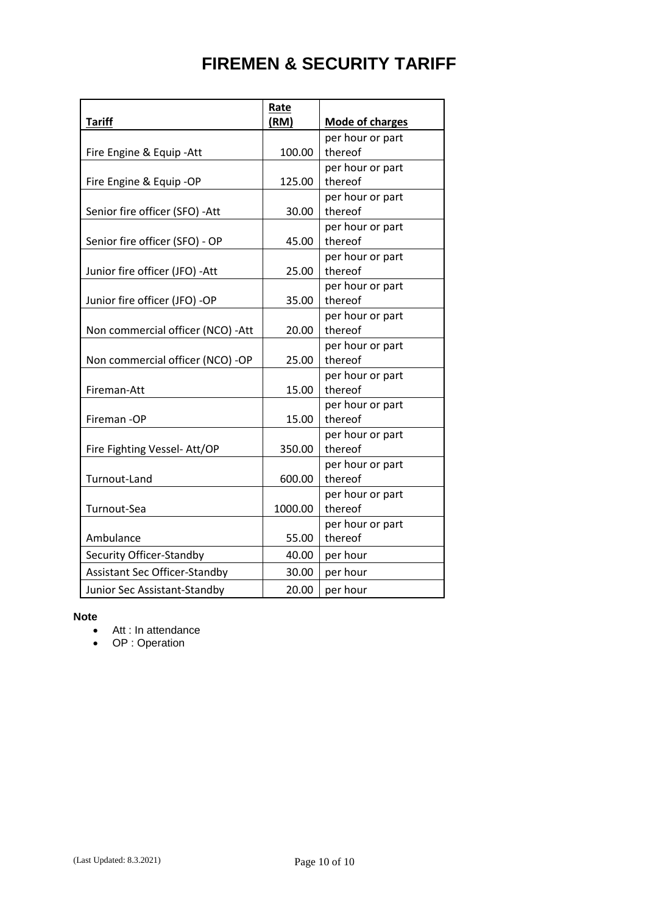# FIREMEN & SECURITY TARIFF

| **Tariff** | **Rate (RM)** | **Mode of charges** |
|---|---|---|
| Fire Engine & Equip -Att | 100.00 | per hour or part thereof |
| Fire Engine & Equip -OP | 125.00 | per hour or part thereof |
| Senior fire officer (SFO) -Att | 30.00 | per hour or part thereof |
| Senior fire officer (SFO) - OP | 45.00 | per hour or part thereof |
| Junior fire officer (JFO) -Att | 25.00 | per hour or part thereof |
| Junior fire officer (JFO) -OP | 35.00 | per hour or part thereof |
| Non commercial officer (NCO) -Att | 20.00 | per hour or part thereof |
| Non commercial officer (NCO) -OP | 25.00 | per hour or part thereof |
| Fireman-Att | 15.00 | per hour or part thereof |
| Fireman -OP | 15.00 | per hour or part thereof |
| Fire Fighting Vessel- Att/OP | 350.00 | per hour or part thereof |
| Turnout-Land | 600.00 | per hour or part thereof |
| Turnout-Sea | 1000.00 | per hour or part thereof |
| Ambulance | 55.00 | per hour or part thereof |
| Security Officer-Standby | 40.00 | per hour |
| Assistant Sec Officer-Standby | 30.00 | per hour |
| Junior Sec Assistant-Standby | 20.00 | per hour |

**Note**

- Att : In attendance
- OP : Operation

(Last Updated: 8.3.2021)